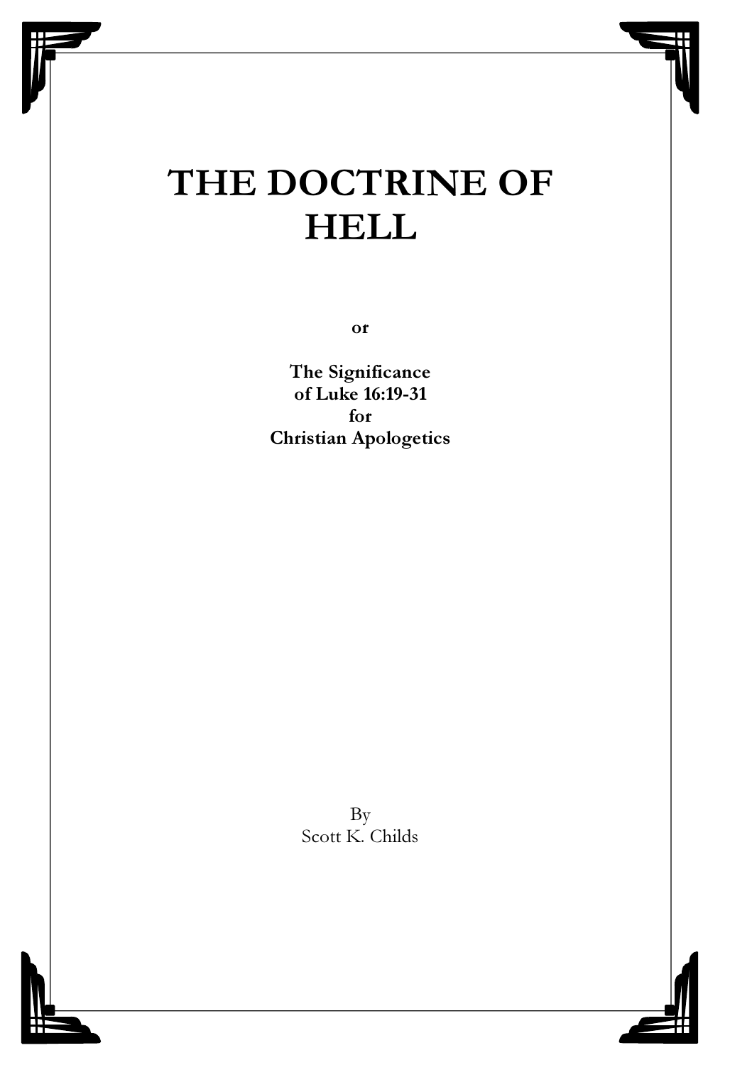# THE DOCTRINE OF HELL

**or**

**The Significance of Luke 16:19-31 for Christian Apologetics**

By
Scott K. Childs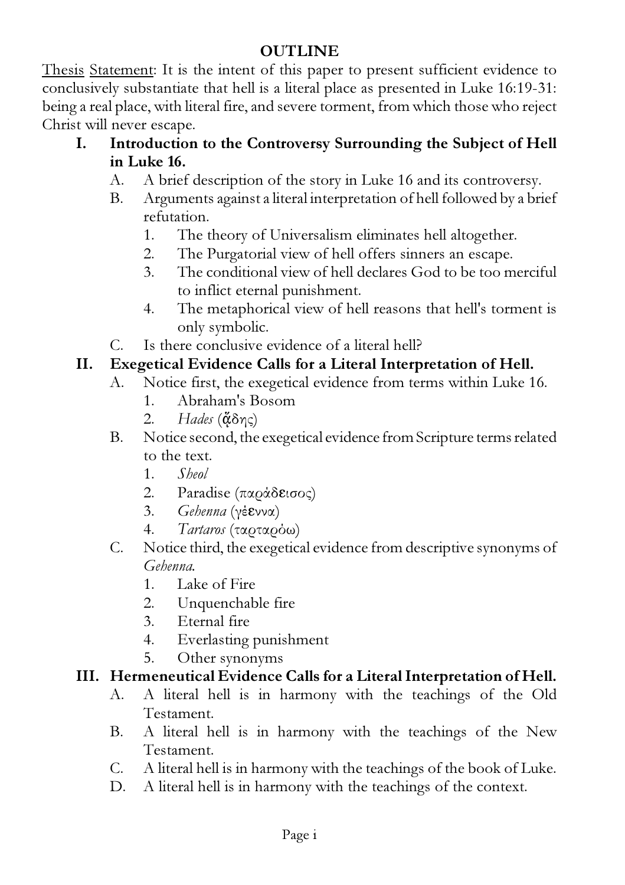# OUTLINE

<u>Thesis Statement</u>: It is the intent of this paper to present sufficient evidence to conclusively substantiate that hell is a literal place as presented in Luke 16:19-31: being a real place, with literal fire, and severe torment, from which those who reject Christ will never escape.

**I. Introduction to the Controversy Surrounding the Subject of Hell in Luke 16.**

- A. A brief description of the story in Luke 16 and its controversy.
- B. Arguments against a literal interpretation of hell followed by a brief refutation.
  1. The theory of Universalism eliminates hell altogether.
  2. The Purgatorial view of hell offers sinners an escape.
  3. The conditional view of hell declares God to be too merciful to inflict eternal punishment.
  4. The metaphorical view of hell reasons that hell's torment is only symbolic.
- C. Is there conclusive evidence of a literal hell?

**II. Exegetical Evidence Calls for a Literal Interpretation of Hell.**

- A. Notice first, the exegetical evidence from terms within Luke 16.
  1. Abraham's Bosom
  2. *Hades* (ᾅδης)
- B. Notice second, the exegetical evidence from Scripture terms related to the text.
  1. *Sheol*
  2. Paradise (παράδεισος)
  3. *Gehenna* (γέεννα)
  4. *Tartaros* (ταρταρόω)
- C. Notice third, the exegetical evidence from descriptive synonyms of *Gehenna*.
  1. Lake of Fire
  2. Unquenchable fire
  3. Eternal fire
  4. Everlasting punishment
  5. Other synonyms

**III. Hermeneutical Evidence Calls for a Literal Interpretation of Hell.**

- A. A literal hell is in harmony with the teachings of the Old Testament.
- B. A literal hell is in harmony with the teachings of the New Testament.
- C. A literal hell is in harmony with the teachings of the book of Luke.
- D. A literal hell is in harmony with the teachings of the context.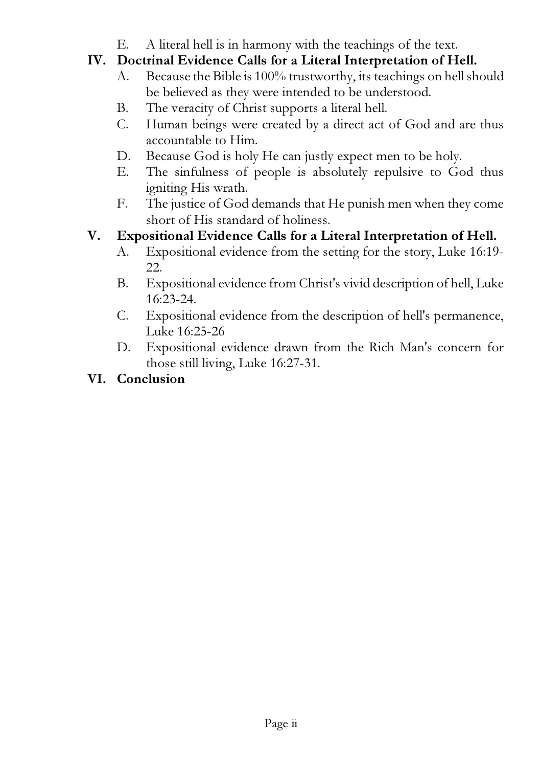E. A literal hell is in harmony with the teachings of the text.

**IV. Doctrinal Evidence Calls for a Literal Interpretation of Hell.**

A. Because the Bible is 100% trustworthy, its teachings on hell should be believed as they were intended to be understood.

B. The veracity of Christ supports a literal hell.

C. Human beings were created by a direct act of God and are thus accountable to Him.

D. Because God is holy He can justly expect men to be holy.

E. The sinfulness of people is absolutely repulsive to God thus igniting His wrath.

F. The justice of God demands that He punish men when they come short of His standard of holiness.

**V. Expositional Evidence Calls for a Literal Interpretation of Hell.**

A. Expositional evidence from the setting for the story, Luke 16:19-22.

B. Expositional evidence from Christ's vivid description of hell, Luke 16:23-24.

C. Expositional evidence from the description of hell's permanence, Luke 16:25-26

D. Expositional evidence drawn from the Rich Man's concern for those still living, Luke 16:27-31.

**VI. Conclusion**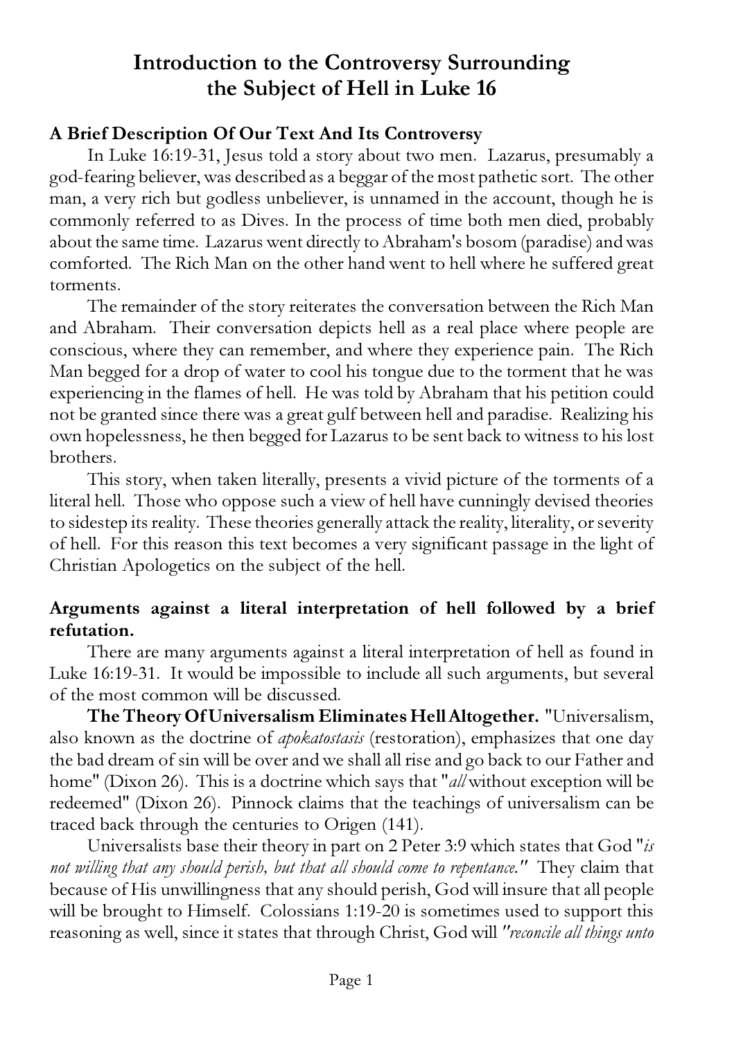# Introduction to the Controversy Surrounding the Subject of Hell in Luke 16

## A Brief Description Of Our Text And Its Controversy

In Luke 16:19-31, Jesus told a story about two men. Lazarus, presumably a god-fearing believer, was described as a beggar of the most pathetic sort. The other man, a very rich but godless unbeliever, is unnamed in the account, though he is commonly referred to as Dives. In the process of time both men died, probably about the same time. Lazarus went directly to Abraham's bosom (paradise) and was comforted. The Rich Man on the other hand went to hell where he suffered great torments.

The remainder of the story reiterates the conversation between the Rich Man and Abraham. Their conversation depicts hell as a real place where people are conscious, where they can remember, and where they experience pain. The Rich Man begged for a drop of water to cool his tongue due to the torment that he was experiencing in the flames of hell. He was told by Abraham that his petition could not be granted since there was a great gulf between hell and paradise. Realizing his own hopelessness, he then begged for Lazarus to be sent back to witness to his lost brothers.

This story, when taken literally, presents a vivid picture of the torments of a literal hell. Those who oppose such a view of hell have cunningly devised theories to sidestep its reality. These theories generally attack the reality, literality, or severity of hell. For this reason this text becomes a very significant passage in the light of Christian Apologetics on the subject of the hell.

## Arguments against a literal interpretation of hell followed by a brief refutation.

There are many arguments against a literal interpretation of hell as found in Luke 16:19-31. It would be impossible to include all such arguments, but several of the most common will be discussed.

**The Theory Of Universalism Eliminates Hell Altogether.** "Universalism, also known as the doctrine of *apokatostasis* (restoration), emphasizes that one day the bad dream of sin will be over and we shall all rise and go back to our Father and home" (Dixon 26). This is a doctrine which says that "*all* without exception will be redeemed" (Dixon 26). Pinnock claims that the teachings of universalism can be traced back through the centuries to Origen (141).

Universalists base their theory in part on 2 Peter 3:9 which states that God "*is not willing that any should perish, but that all should come to repentance.*" They claim that because of His unwillingness that any should perish, God will insure that all people will be brought to Himself. Colossians 1:19-20 is sometimes used to support this reasoning as well, since it states that through Christ, God will *"reconcile all things unto*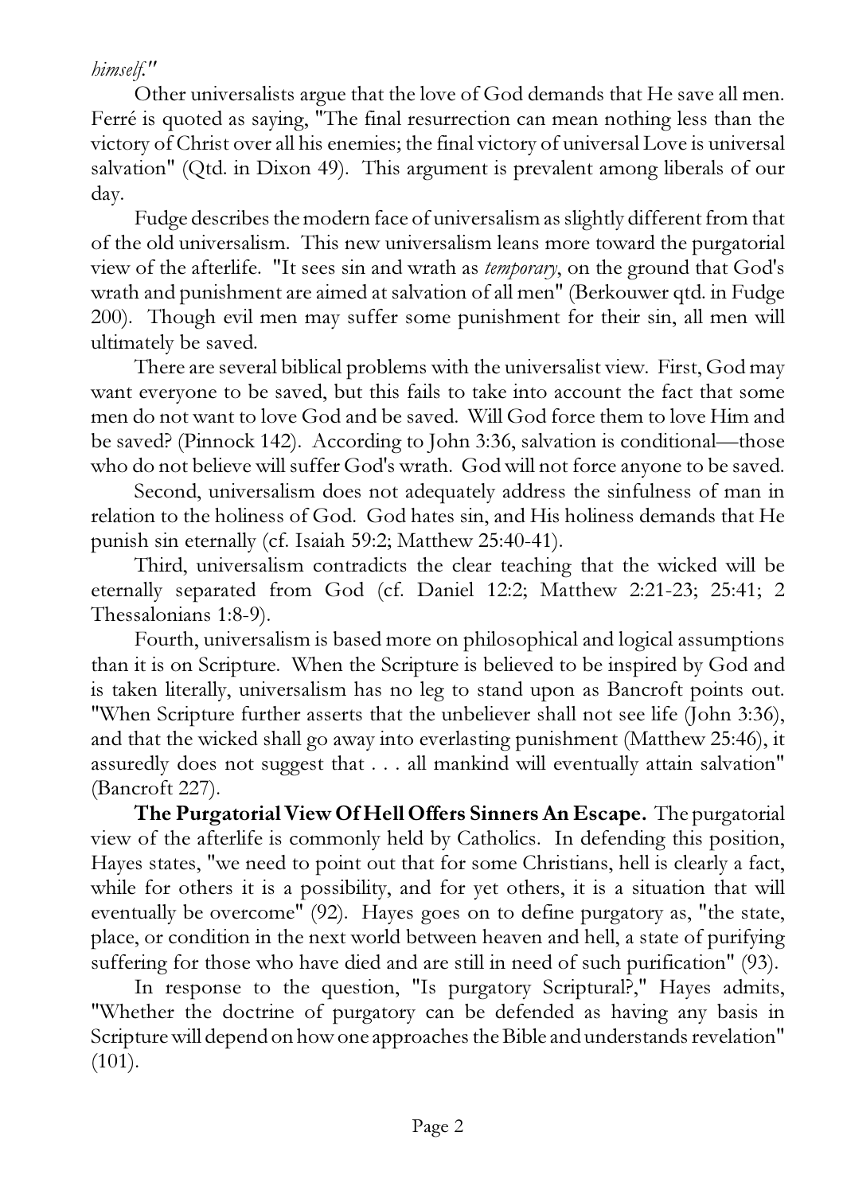*himself."*

Other universalists argue that the love of God demands that He save all men. Ferré is quoted as saying, "The final resurrection can mean nothing less than the victory of Christ over all his enemies; the final victory of universal Love is universal salvation" (Qtd. in Dixon 49). This argument is prevalent among liberals of our day.

Fudge describes the modern face of universalism as slightly different from that of the old universalism. This new universalism leans more toward the purgatorial view of the afterlife. "It sees sin and wrath as *temporary*, on the ground that God's wrath and punishment are aimed at salvation of all men" (Berkouwer qtd. in Fudge 200). Though evil men may suffer some punishment for their sin, all men will ultimately be saved.

There are several biblical problems with the universalist view. First, God may want everyone to be saved, but this fails to take into account the fact that some men do not want to love God and be saved. Will God force them to love Him and be saved? (Pinnock 142). According to John 3:36, salvation is conditional—those who do not believe will suffer God's wrath. God will not force anyone to be saved.

Second, universalism does not adequately address the sinfulness of man in relation to the holiness of God. God hates sin, and His holiness demands that He punish sin eternally (cf. Isaiah 59:2; Matthew 25:40-41).

Third, universalism contradicts the clear teaching that the wicked will be eternally separated from God (cf. Daniel 12:2; Matthew 2:21-23; 25:41; 2 Thessalonians 1:8-9).

Fourth, universalism is based more on philosophical and logical assumptions than it is on Scripture. When the Scripture is believed to be inspired by God and is taken literally, universalism has no leg to stand upon as Bancroft points out. "When Scripture further asserts that the unbeliever shall not see life (John 3:36), and that the wicked shall go away into everlasting punishment (Matthew 25:46), it assuredly does not suggest that . . . all mankind will eventually attain salvation" (Bancroft 227).

**The Purgatorial View Of Hell Offers Sinners An Escape.** The purgatorial view of the afterlife is commonly held by Catholics. In defending this position, Hayes states, "we need to point out that for some Christians, hell is clearly a fact, while for others it is a possibility, and for yet others, it is a situation that will eventually be overcome" (92). Hayes goes on to define purgatory as, "the state, place, or condition in the next world between heaven and hell, a state of purifying suffering for those who have died and are still in need of such purification" (93).

In response to the question, "Is purgatory Scriptural?," Hayes admits, "Whether the doctrine of purgatory can be defended as having any basis in Scripture will depend on how one approaches the Bible and understands revelation" (101).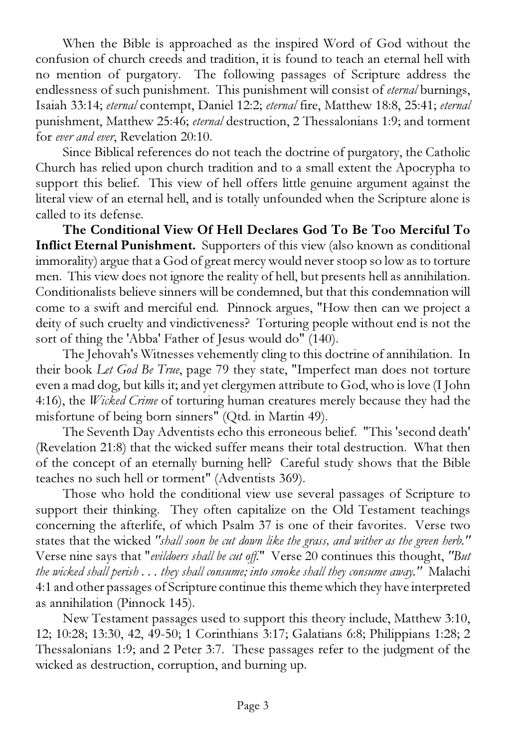When the Bible is approached as the inspired Word of God without the confusion of church creeds and tradition, it is found to teach an eternal hell with no mention of purgatory. The following passages of Scripture address the endlessness of such punishment. This punishment will consist of *eternal* burnings, Isaiah 33:14; *eternal* contempt, Daniel 12:2; *eternal* fire, Matthew 18:8, 25:41; *eternal* punishment, Matthew 25:46; *eternal* destruction, 2 Thessalonians 1:9; and torment for *ever and ever*, Revelation 20:10.

Since Biblical references do not teach the doctrine of purgatory, the Catholic Church has relied upon church tradition and to a small extent the Apocrypha to support this belief. This view of hell offers little genuine argument against the literal view of an eternal hell, and is totally unfounded when the Scripture alone is called to its defense.

**The Conditional View Of Hell Declares God To Be Too Merciful To Inflict Eternal Punishment.** Supporters of this view (also known as conditional immorality) argue that a God of great mercy would never stoop so low as to torture men. This view does not ignore the reality of hell, but presents hell as annihilation. Conditionalists believe sinners will be condemned, but that this condemnation will come to a swift and merciful end. Pinnock argues, "How then can we project a deity of such cruelty and vindictiveness? Torturing people without end is not the sort of thing the 'Abba' Father of Jesus would do" (140).

The Jehovah's Witnesses vehemently cling to this doctrine of annihilation. In their book *Let God Be True*, page 79 they state, "Imperfect man does not torture even a mad dog, but kills it; and yet clergymen attribute to God, who is love (I John 4:16), the *Wicked Crime* of torturing human creatures merely because they had the misfortune of being born sinners" (Qtd. in Martin 49).

The Seventh Day Adventists echo this erroneous belief. "This 'second death' (Revelation 21:8) that the wicked suffer means their total destruction. What then of the concept of an eternally burning hell? Careful study shows that the Bible teaches no such hell or torment" (Adventists 369).

Those who hold the conditional view use several passages of Scripture to support their thinking. They often capitalize on the Old Testament teachings concerning the afterlife, of which Psalm 37 is one of their favorites. Verse two states that the wicked *"shall soon be cut down like the grass, and wither as the green herb."* Verse nine says that "*evildoers shall be cut off*." Verse 20 continues this thought, *"But the wicked shall perish . . . they shall consume; into smoke shall they consume away."* Malachi 4:1 and other passages of Scripture continue this theme which they have interpreted as annihilation (Pinnock 145).

New Testament passages used to support this theory include, Matthew 3:10, 12; 10:28; 13:30, 42, 49-50; 1 Corinthians 3:17; Galatians 6:8; Philippians 1:28; 2 Thessalonians 1:9; and 2 Peter 3:7. These passages refer to the judgment of the wicked as destruction, corruption, and burning up.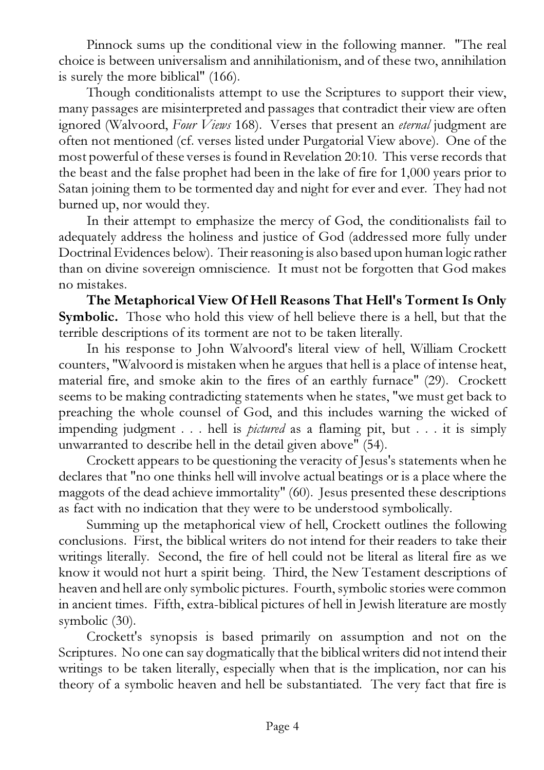Pinnock sums up the conditional view in the following manner. "The real choice is between universalism and annihilationism, and of these two, annihilation is surely the more biblical" (166).

Though conditionalists attempt to use the Scriptures to support their view, many passages are misinterpreted and passages that contradict their view are often ignored (Walvoord, *Four Views* 168). Verses that present an *eternal* judgment are often not mentioned (cf. verses listed under Purgatorial View above). One of the most powerful of these verses is found in Revelation 20:10. This verse records that the beast and the false prophet had been in the lake of fire for 1,000 years prior to Satan joining them to be tormented day and night for ever and ever. They had not burned up, nor would they.

In their attempt to emphasize the mercy of God, the conditionalists fail to adequately address the holiness and justice of God (addressed more fully under Doctrinal Evidences below). Their reasoning is also based upon human logic rather than on divine sovereign omniscience. It must not be forgotten that God makes no mistakes.

**The Metaphorical View Of Hell Reasons That Hell's Torment Is Only Symbolic.** Those who hold this view of hell believe there is a hell, but that the terrible descriptions of its torment are not to be taken literally.

In his response to John Walvoord's literal view of hell, William Crockett counters, "Walvoord is mistaken when he argues that hell is a place of intense heat, material fire, and smoke akin to the fires of an earthly furnace" (29). Crockett seems to be making contradicting statements when he states, "we must get back to preaching the whole counsel of God, and this includes warning the wicked of impending judgment . . . hell is *pictured* as a flaming pit, but . . . it is simply unwarranted to describe hell in the detail given above" (54).

Crockett appears to be questioning the veracity of Jesus's statements when he declares that "no one thinks hell will involve actual beatings or is a place where the maggots of the dead achieve immortality" (60). Jesus presented these descriptions as fact with no indication that they were to be understood symbolically.

Summing up the metaphorical view of hell, Crockett outlines the following conclusions. First, the biblical writers do not intend for their readers to take their writings literally. Second, the fire of hell could not be literal as literal fire as we know it would not hurt a spirit being. Third, the New Testament descriptions of heaven and hell are only symbolic pictures. Fourth, symbolic stories were common in ancient times. Fifth, extra-biblical pictures of hell in Jewish literature are mostly symbolic (30).

Crockett's synopsis is based primarily on assumption and not on the Scriptures. No one can say dogmatically that the biblical writers did not intend their writings to be taken literally, especially when that is the implication, nor can his theory of a symbolic heaven and hell be substantiated. The very fact that fire is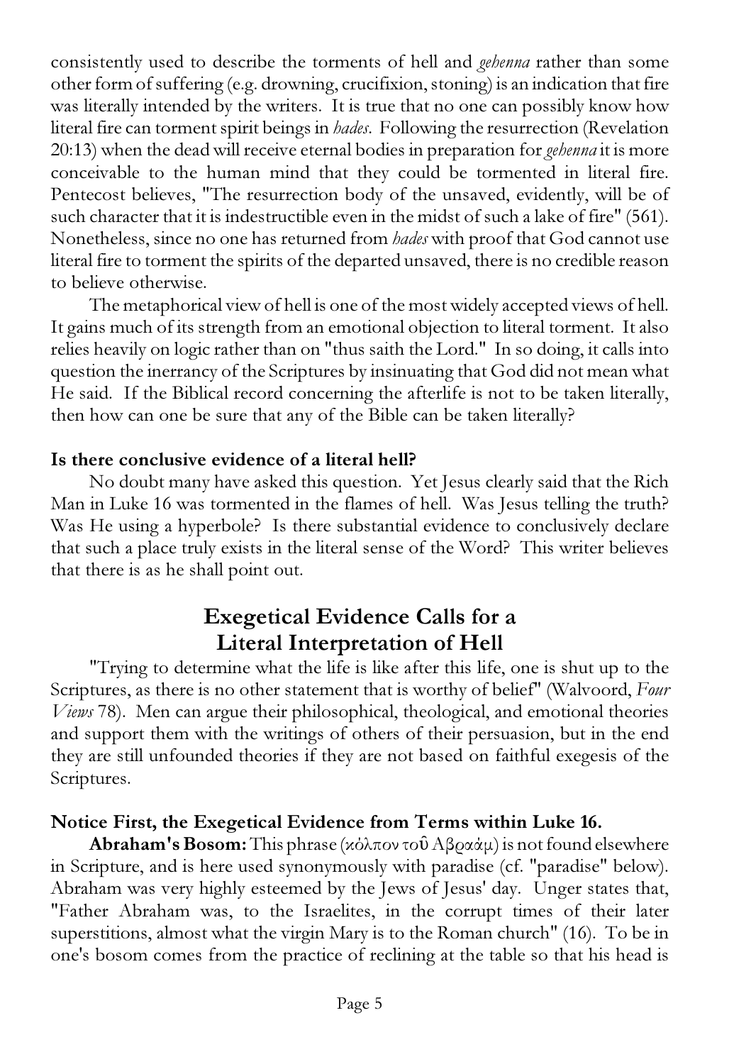consistently used to describe the torments of hell and *gehenna* rather than some other form of suffering (e.g. drowning, crucifixion, stoning) is an indication that fire was literally intended by the writers. It is true that no one can possibly know how literal fire can torment spirit beings in *hades*. Following the resurrection (Revelation 20:13) when the dead will receive eternal bodies in preparation for *gehenna* it is more conceivable to the human mind that they could be tormented in literal fire. Pentecost believes, "The resurrection body of the unsaved, evidently, will be of such character that it is indestructible even in the midst of such a lake of fire" (561). Nonetheless, since no one has returned from *hades* with proof that God cannot use literal fire to torment the spirits of the departed unsaved, there is no credible reason to believe otherwise.

The metaphorical view of hell is one of the most widely accepted views of hell. It gains much of its strength from an emotional objection to literal torment. It also relies heavily on logic rather than on "thus saith the Lord." In so doing, it calls into question the inerrancy of the Scriptures by insinuating that God did not mean what He said. If the Biblical record concerning the afterlife is not to be taken literally, then how can one be sure that any of the Bible can be taken literally?

**Is there conclusive evidence of a literal hell?**

No doubt many have asked this question. Yet Jesus clearly said that the Rich Man in Luke 16 was tormented in the flames of hell. Was Jesus telling the truth? Was He using a hyperbole? Is there substantial evidence to conclusively declare that such a place truly exists in the literal sense of the Word? This writer believes that there is as he shall point out.

## Exegetical Evidence Calls for a Literal Interpretation of Hell

"Trying to determine what the life is like after this life, one is shut up to the Scriptures, as there is no other statement that is worthy of belief" (Walvoord, *Four Views* 78). Men can argue their philosophical, theological, and emotional theories and support them with the writings of others of their persuasion, but in the end they are still unfounded theories if they are not based on faithful exegesis of the Scriptures.

**Notice First, the Exegetical Evidence from Terms within Luke 16.**

**Abraham's Bosom:** This phrase (κόλπον τοῦ Αβραάμ) is not found elsewhere in Scripture, and is here used synonymously with paradise (cf. "paradise" below). Abraham was very highly esteemed by the Jews of Jesus' day. Unger states that, "Father Abraham was, to the Israelites, in the corrupt times of their later superstitions, almost what the virgin Mary is to the Roman church" (16). To be in one's bosom comes from the practice of reclining at the table so that his head is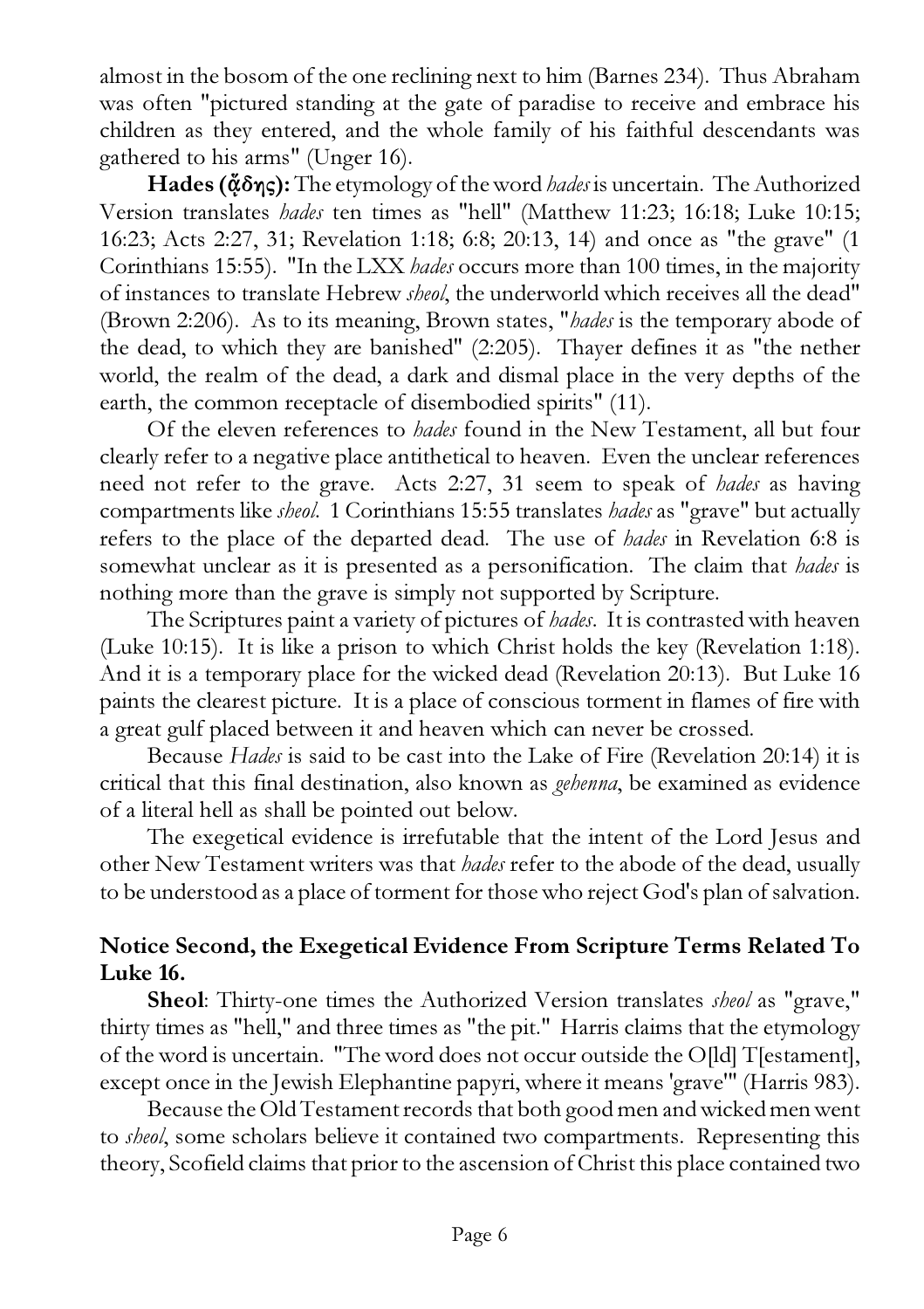almost in the bosom of the one reclining next to him (Barnes 234). Thus Abraham was often "pictured standing at the gate of paradise to receive and embrace his children as they entered, and the whole family of his faithful descendants was gathered to his arms" (Unger 16).

**Hades (ᾅδης):** The etymology of the word *hades* is uncertain. The Authorized Version translates *hades* ten times as "hell" (Matthew 11:23; 16:18; Luke 10:15; 16:23; Acts 2:27, 31; Revelation 1:18; 6:8; 20:13, 14) and once as "the grave" (1 Corinthians 15:55). "In the LXX *hades* occurs more than 100 times, in the majority of instances to translate Hebrew *sheol*, the underworld which receives all the dead" (Brown 2:206). As to its meaning, Brown states, "*hades* is the temporary abode of the dead, to which they are banished" (2:205). Thayer defines it as "the nether world, the realm of the dead, a dark and dismal place in the very depths of the earth, the common receptacle of disembodied spirits" (11).

Of the eleven references to *hades* found in the New Testament, all but four clearly refer to a negative place antithetical to heaven. Even the unclear references need not refer to the grave. Acts 2:27, 31 seem to speak of *hades* as having compartments like *sheol*. 1 Corinthians 15:55 translates *hades* as "grave" but actually refers to the place of the departed dead. The use of *hades* in Revelation 6:8 is somewhat unclear as it is presented as a personification. The claim that *hades* is nothing more than the grave is simply not supported by Scripture.

The Scriptures paint a variety of pictures of *hades*. It is contrasted with heaven (Luke 10:15). It is like a prison to which Christ holds the key (Revelation 1:18). And it is a temporary place for the wicked dead (Revelation 20:13). But Luke 16 paints the clearest picture. It is a place of conscious torment in flames of fire with a great gulf placed between it and heaven which can never be crossed.

Because *Hades* is said to be cast into the Lake of Fire (Revelation 20:14) it is critical that this final destination, also known as *gehenna*, be examined as evidence of a literal hell as shall be pointed out below.

The exegetical evidence is irrefutable that the intent of the Lord Jesus and other New Testament writers was that *hades* refer to the abode of the dead, usually to be understood as a place of torment for those who reject God's plan of salvation.

## Notice Second, the Exegetical Evidence From Scripture Terms Related To Luke 16.

**Sheol**: Thirty-one times the Authorized Version translates *sheol* as "grave," thirty times as "hell," and three times as "the pit." Harris claims that the etymology of the word is uncertain. "The word does not occur outside the O[ld] T[estament], except once in the Jewish Elephantine papyri, where it means 'grave'" (Harris 983).

Because the Old Testament records that both good men and wicked men went to *sheol*, some scholars believe it contained two compartments. Representing this theory, Scofield claims that prior to the ascension of Christ this place contained two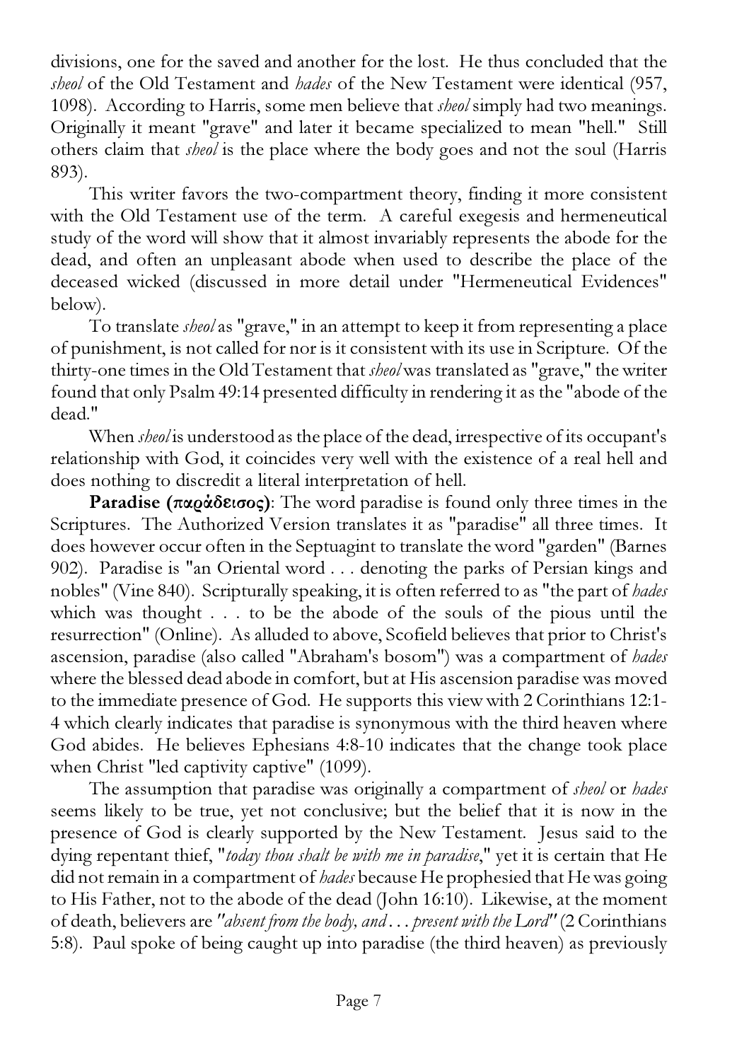divisions, one for the saved and another for the lost. He thus concluded that the *sheol* of the Old Testament and *hades* of the New Testament were identical (957, 1098). According to Harris, some men believe that *sheol* simply had two meanings. Originally it meant "grave" and later it became specialized to mean "hell." Still others claim that *sheol* is the place where the body goes and not the soul (Harris 893).

This writer favors the two-compartment theory, finding it more consistent with the Old Testament use of the term. A careful exegesis and hermeneutical study of the word will show that it almost invariably represents the abode for the dead, and often an unpleasant abode when used to describe the place of the deceased wicked (discussed in more detail under "Hermeneutical Evidences" below).

To translate *sheol* as "grave," in an attempt to keep it from representing a place of punishment, is not called for nor is it consistent with its use in Scripture. Of the thirty-one times in the Old Testament that *sheol* was translated as "grave," the writer found that only Psalm 49:14 presented difficulty in rendering it as the "abode of the dead."

When *sheol* is understood as the place of the dead, irrespective of its occupant's relationship with God, it coincides very well with the existence of a real hell and does nothing to discredit a literal interpretation of hell.

**Paradise (παράδεισος)**: The word paradise is found only three times in the Scriptures. The Authorized Version translates it as "paradise" all three times. It does however occur often in the Septuagint to translate the word "garden" (Barnes 902). Paradise is "an Oriental word . . . denoting the parks of Persian kings and nobles" (Vine 840). Scripturally speaking, it is often referred to as "the part of *hades* which was thought . . . to be the abode of the souls of the pious until the resurrection" (Online). As alluded to above, Scofield believes that prior to Christ's ascension, paradise (also called "Abraham's bosom") was a compartment of *hades* where the blessed dead abode in comfort, but at His ascension paradise was moved to the immediate presence of God. He supports this view with 2 Corinthians 12:1-4 which clearly indicates that paradise is synonymous with the third heaven where God abides. He believes Ephesians 4:8-10 indicates that the change took place when Christ "led captivity captive" (1099).

The assumption that paradise was originally a compartment of *sheol* or *hades* seems likely to be true, yet not conclusive; but the belief that it is now in the presence of God is clearly supported by the New Testament. Jesus said to the dying repentant thief, "*today thou shalt be with me in paradise*," yet it is certain that He did not remain in a compartment of *hades* because He prophesied that He was going to His Father, not to the abode of the dead (John 16:10). Likewise, at the moment of death, believers are *"absent from the body, and . . . present with the Lord"* (2 Corinthians 5:8). Paul spoke of being caught up into paradise (the third heaven) as previously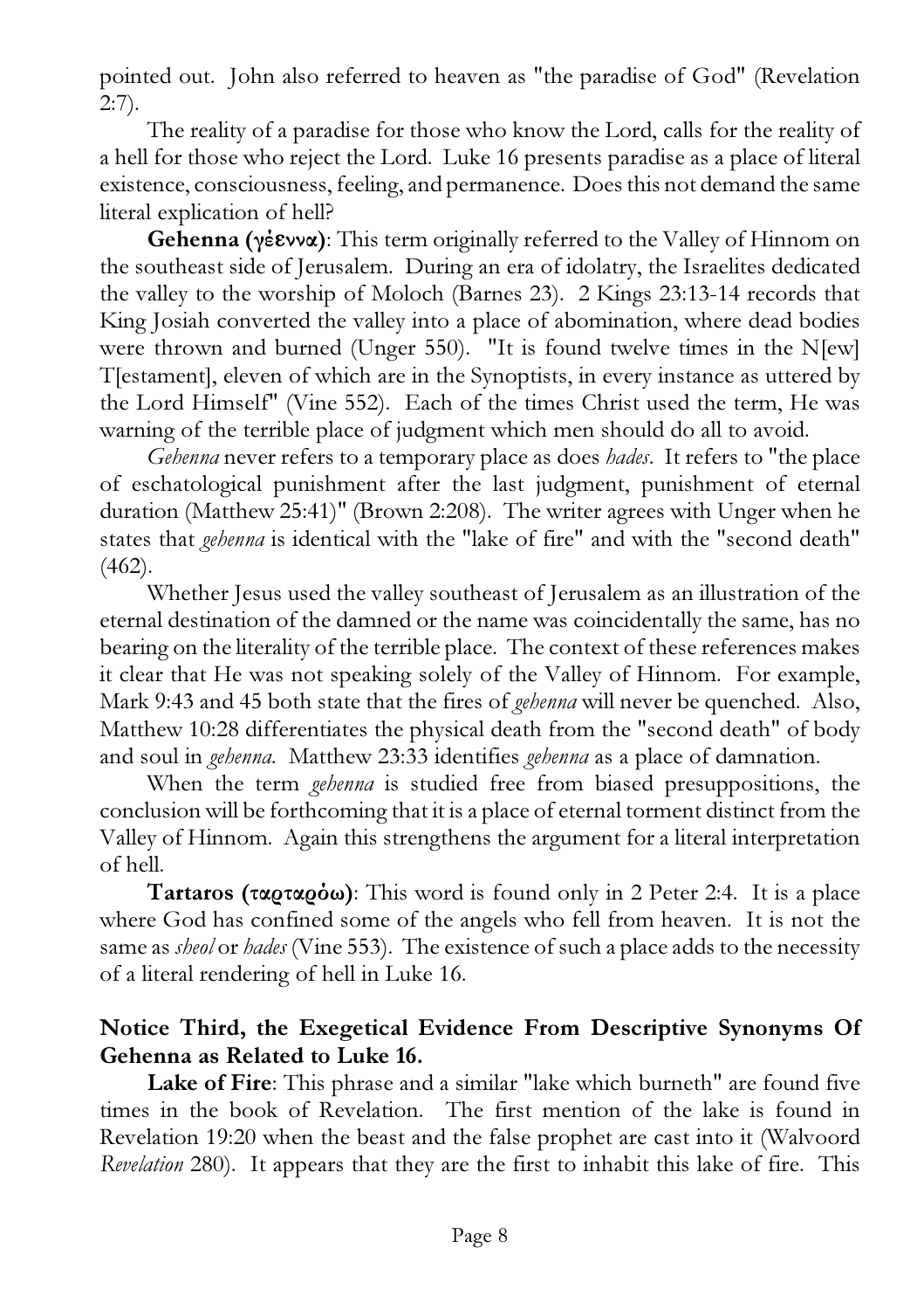pointed out. John also referred to heaven as "the paradise of God" (Revelation 2:7).

The reality of a paradise for those who know the Lord, calls for the reality of a hell for those who reject the Lord. Luke 16 presents paradise as a place of literal existence, consciousness, feeling, and permanence. Does this not demand the same literal explication of hell?

**Gehenna (γέεννα)**: This term originally referred to the Valley of Hinnom on the southeast side of Jerusalem. During an era of idolatry, the Israelites dedicated the valley to the worship of Moloch (Barnes 23). 2 Kings 23:13-14 records that King Josiah converted the valley into a place of abomination, where dead bodies were thrown and burned (Unger 550). "It is found twelve times in the N[ew] T[estament], eleven of which are in the Synoptists, in every instance as uttered by the Lord Himself" (Vine 552). Each of the times Christ used the term, He was warning of the terrible place of judgment which men should do all to avoid.

*Gehenna* never refers to a temporary place as does *hades*. It refers to "the place of eschatological punishment after the last judgment, punishment of eternal duration (Matthew 25:41)" (Brown 2:208). The writer agrees with Unger when he states that *gehenna* is identical with the "lake of fire" and with the "second death" (462).

Whether Jesus used the valley southeast of Jerusalem as an illustration of the eternal destination of the damned or the name was coincidentally the same, has no bearing on the literality of the terrible place. The context of these references makes it clear that He was not speaking solely of the Valley of Hinnom. For example, Mark 9:43 and 45 both state that the fires of *gehenna* will never be quenched. Also, Matthew 10:28 differentiates the physical death from the "second death" of body and soul in *gehenna*. Matthew 23:33 identifies *gehenna* as a place of damnation.

When the term *gehenna* is studied free from biased presuppositions, the conclusion will be forthcoming that it is a place of eternal torment distinct from the Valley of Hinnom. Again this strengthens the argument for a literal interpretation of hell.

**Tartaros (ταρταρόω)**: This word is found only in 2 Peter 2:4. It is a place where God has confined some of the angels who fell from heaven. It is not the same as *sheol* or *hades* (Vine 553). The existence of such a place adds to the necessity of a literal rendering of hell in Luke 16.

### Notice Third, the Exegetical Evidence From Descriptive Synonyms Of Gehenna as Related to Luke 16.

**Lake of Fire**: This phrase and a similar "lake which burneth" are found five times in the book of Revelation. The first mention of the lake is found in Revelation 19:20 when the beast and the false prophet are cast into it (Walvoord *Revelation* 280). It appears that they are the first to inhabit this lake of fire. This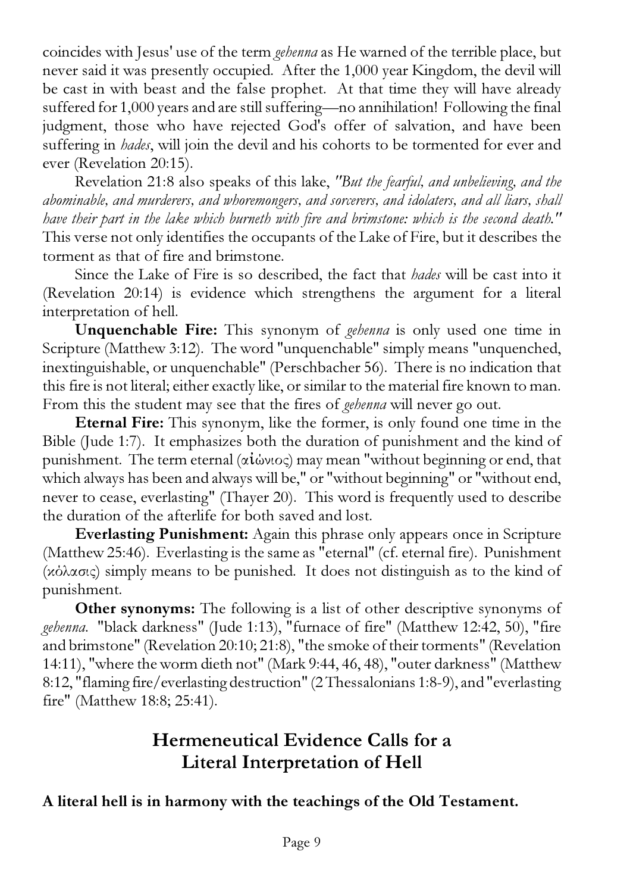coincides with Jesus' use of the term *gehenna* as He warned of the terrible place, but never said it was presently occupied. After the 1,000 year Kingdom, the devil will be cast in with beast and the false prophet. At that time they will have already suffered for 1,000 years and are still suffering—no annihilation! Following the final judgment, those who have rejected God's offer of salvation, and have been suffering in *hades*, will join the devil and his cohorts to be tormented for ever and ever (Revelation 20:15).

Revelation 21:8 also speaks of this lake, *"But the fearful, and unbelieving, and the abominable, and murderers, and whoremongers, and sorcerers, and idolaters, and all liars, shall have their part in the lake which burneth with fire and brimstone: which is the second death."* This verse not only identifies the occupants of the Lake of Fire, but it describes the torment as that of fire and brimstone.

Since the Lake of Fire is so described, the fact that *hades* will be cast into it (Revelation 20:14) is evidence which strengthens the argument for a literal interpretation of hell.

**Unquenchable Fire:** This synonym of *gehenna* is only used one time in Scripture (Matthew 3:12). The word "unquenchable" simply means "unquenched, inextinguishable, or unquenchable" (Perschbacher 56). There is no indication that this fire is not literal; either exactly like, or similar to the material fire known to man. From this the student may see that the fires of *gehenna* will never go out.

**Eternal Fire:** This synonym, like the former, is only found one time in the Bible (Jude 1:7). It emphasizes both the duration of punishment and the kind of punishment. The term eternal (αἰώνιος) may mean "without beginning or end, that which always has been and always will be," or "without beginning" or "without end, never to cease, everlasting" (Thayer 20). This word is frequently used to describe the duration of the afterlife for both saved and lost.

**Everlasting Punishment:** Again this phrase only appears once in Scripture (Matthew 25:46). Everlasting is the same as "eternal" (cf. eternal fire). Punishment (κόλασις) simply means to be punished. It does not distinguish as to the kind of punishment.

**Other synonyms:** The following is a list of other descriptive synonyms of *gehenna*. "black darkness" (Jude 1:13), "furnace of fire" (Matthew 12:42, 50), "fire and brimstone" (Revelation 20:10; 21:8), "the smoke of their torments" (Revelation 14:11), "where the worm dieth not" (Mark 9:44, 46, 48), "outer darkness" (Matthew 8:12, "flaming fire/everlasting destruction" (2 Thessalonians 1:8-9), and "everlasting fire" (Matthew 18:8; 25:41).

## Hermeneutical Evidence Calls for a Literal Interpretation of Hell

**A literal hell is in harmony with the teachings of the Old Testament.**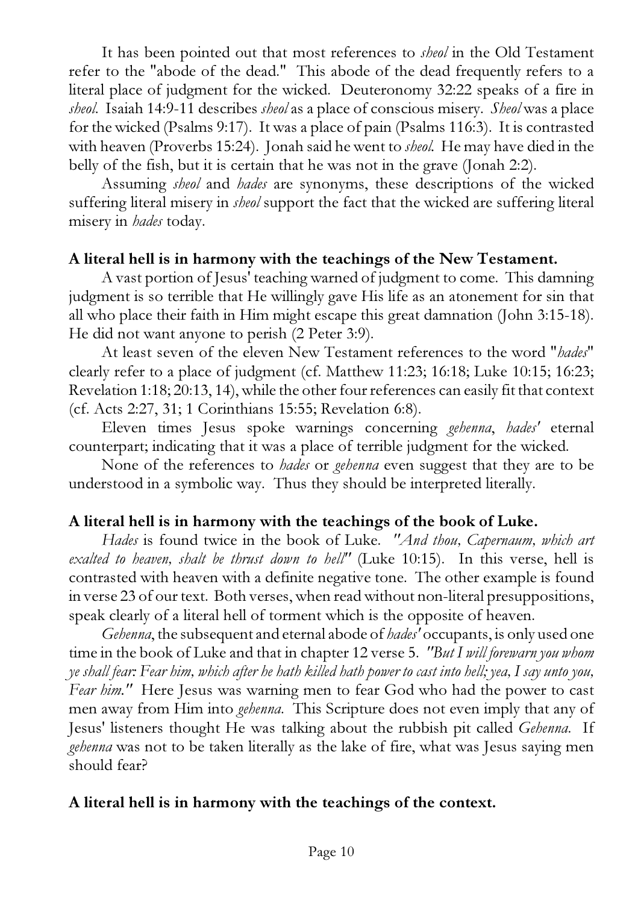It has been pointed out that most references to *sheol* in the Old Testament refer to the "abode of the dead." This abode of the dead frequently refers to a literal place of judgment for the wicked. Deuteronomy 32:22 speaks of a fire in *sheol*. Isaiah 14:9-11 describes *sheol* as a place of conscious misery. *Sheol* was a place for the wicked (Psalms 9:17). It was a place of pain (Psalms 116:3). It is contrasted with heaven (Proverbs 15:24). Jonah said he went to *sheol*. He may have died in the belly of the fish, but it is certain that he was not in the grave (Jonah 2:2).

Assuming *sheol* and *hades* are synonyms, these descriptions of the wicked suffering literal misery in *sheol* support the fact that the wicked are suffering literal misery in *hades* today.

**A literal hell is in harmony with the teachings of the New Testament.**

A vast portion of Jesus' teaching warned of judgment to come. This damning judgment is so terrible that He willingly gave His life as an atonement for sin that all who place their faith in Him might escape this great damnation (John 3:15-18). He did not want anyone to perish (2 Peter 3:9).

At least seven of the eleven New Testament references to the word "*hades*" clearly refer to a place of judgment (cf. Matthew 11:23; 16:18; Luke 10:15; 16:23; Revelation 1:18; 20:13, 14), while the other four references can easily fit that context (cf. Acts 2:27, 31; 1 Corinthians 15:55; Revelation 6:8).

Eleven times Jesus spoke warnings concerning *gehenna*, *hades'* eternal counterpart; indicating that it was a place of terrible judgment for the wicked.

None of the references to *hades* or *gehenna* even suggest that they are to be understood in a symbolic way. Thus they should be interpreted literally.

**A literal hell is in harmony with the teachings of the book of Luke.**

*Hades* is found twice in the book of Luke. *"And thou, Capernaum, which art exalted to heaven, shalt be thrust down to hell"* (Luke 10:15). In this verse, hell is contrasted with heaven with a definite negative tone. The other example is found in verse 23 of our text. Both verses, when read without non-literal presuppositions, speak clearly of a literal hell of torment which is the opposite of heaven.

*Gehenna*, the subsequent and eternal abode of *hades'* occupants, is only used one time in the book of Luke and that in chapter 12 verse 5. *"But I will forewarn you whom ye shall fear: Fear him, which after he hath killed hath power to cast into hell; yea, I say unto you, Fear him."* Here Jesus was warning men to fear God who had the power to cast men away from Him into *gehenna*. This Scripture does not even imply that any of Jesus' listeners thought He was talking about the rubbish pit called *Gehenna*. If *gehenna* was not to be taken literally as the lake of fire, what was Jesus saying men should fear?

**A literal hell is in harmony with the teachings of the context.**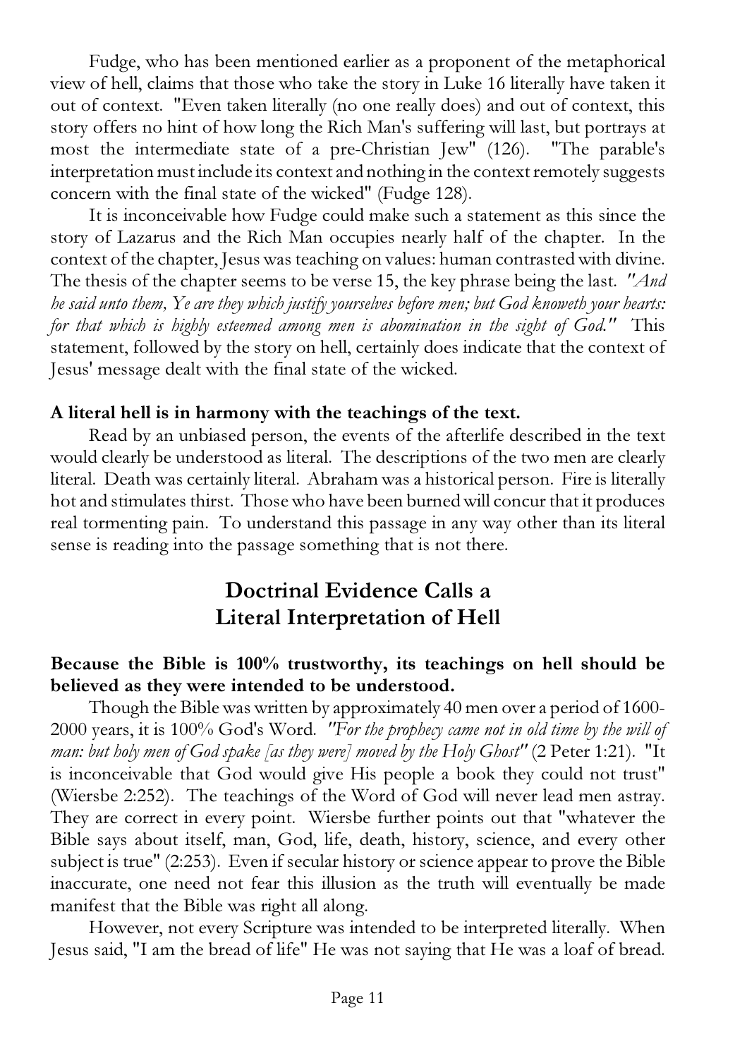Fudge, who has been mentioned earlier as a proponent of the metaphorical view of hell, claims that those who take the story in Luke 16 literally have taken it out of context. "Even taken literally (no one really does) and out of context, this story offers no hint of how long the Rich Man's suffering will last, but portrays at most the intermediate state of a pre-Christian Jew" (126). "The parable's interpretation must include its context and nothing in the context remotely suggests concern with the final state of the wicked" (Fudge 128).

It is inconceivable how Fudge could make such a statement as this since the story of Lazarus and the Rich Man occupies nearly half of the chapter. In the context of the chapter, Jesus was teaching on values: human contrasted with divine. The thesis of the chapter seems to be verse 15, the key phrase being the last. *"And he said unto them, Ye are they which justify yourselves before men; but God knoweth your hearts: for that which is highly esteemed among men is abomination in the sight of God."* This statement, followed by the story on hell, certainly does indicate that the context of Jesus' message dealt with the final state of the wicked.

**A literal hell is in harmony with the teachings of the text.**

Read by an unbiased person, the events of the afterlife described in the text would clearly be understood as literal. The descriptions of the two men are clearly literal. Death was certainly literal. Abraham was a historical person. Fire is literally hot and stimulates thirst. Those who have been burned will concur that it produces real tormenting pain. To understand this passage in any way other than its literal sense is reading into the passage something that is not there.

## Doctrinal Evidence Calls a Literal Interpretation of Hell

**Because the Bible is 100% trustworthy, its teachings on hell should be believed as they were intended to be understood.**

Though the Bible was written by approximately 40 men over a period of 1600-2000 years, it is 100% God's Word. *"For the prophecy came not in old time by the will of man: but holy men of God spake [as they were] moved by the Holy Ghost"* (2 Peter 1:21). "It is inconceivable that God would give His people a book they could not trust" (Wiersbe 2:252). The teachings of the Word of God will never lead men astray. They are correct in every point. Wiersbe further points out that "whatever the Bible says about itself, man, God, life, death, history, science, and every other subject is true" (2:253). Even if secular history or science appear to prove the Bible inaccurate, one need not fear this illusion as the truth will eventually be made manifest that the Bible was right all along.

However, not every Scripture was intended to be interpreted literally. When Jesus said, "I am the bread of life" He was not saying that He was a loaf of bread.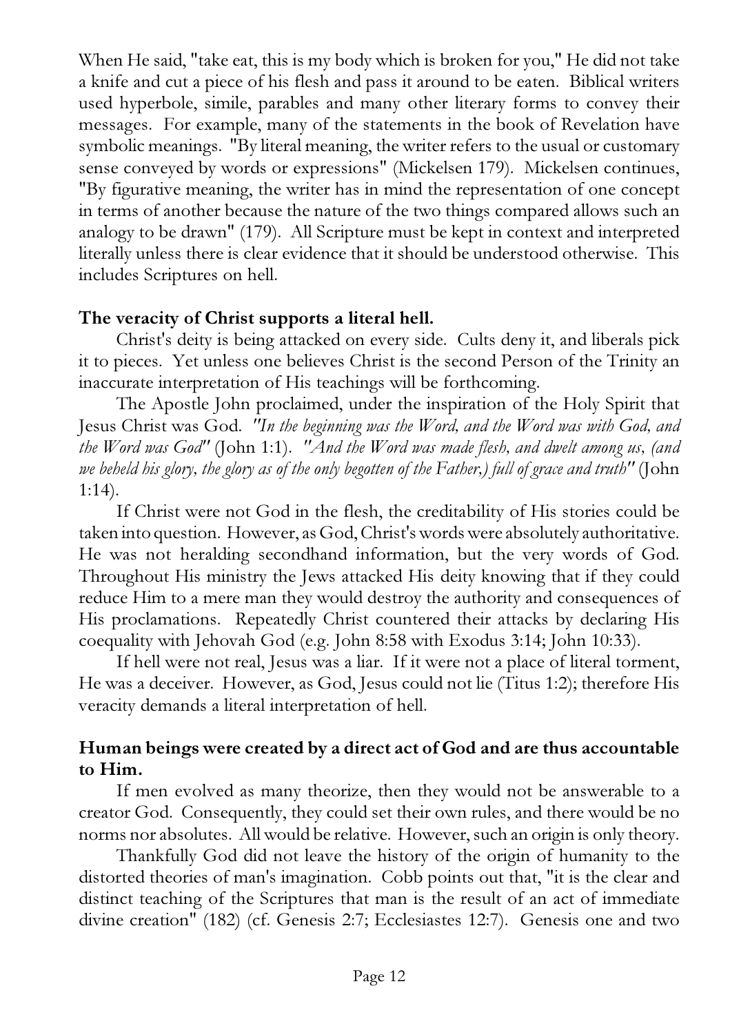When He said, "take eat, this is my body which is broken for you," He did not take a knife and cut a piece of his flesh and pass it around to be eaten. Biblical writers used hyperbole, simile, parables and many other literary forms to convey their messages. For example, many of the statements in the book of Revelation have symbolic meanings. "By literal meaning, the writer refers to the usual or customary sense conveyed by words or expressions" (Mickelsen 179). Mickelsen continues, "By figurative meaning, the writer has in mind the representation of one concept in terms of another because the nature of the two things compared allows such an analogy to be drawn" (179). All Scripture must be kept in context and interpreted literally unless there is clear evidence that it should be understood otherwise. This includes Scriptures on hell.

**The veracity of Christ supports a literal hell.**

Christ's deity is being attacked on every side. Cults deny it, and liberals pick it to pieces. Yet unless one believes Christ is the second Person of the Trinity an inaccurate interpretation of His teachings will be forthcoming.

The Apostle John proclaimed, under the inspiration of the Holy Spirit that Jesus Christ was God. *"In the beginning was the Word, and the Word was with God, and the Word was God"* (John 1:1). *"And the Word was made flesh, and dwelt among us, (and we beheld his glory, the glory as of the only begotten of the Father,) full of grace and truth"* (John 1:14).

If Christ were not God in the flesh, the creditability of His stories could be taken into question. However, as God, Christ's words were absolutely authoritative. He was not heralding secondhand information, but the very words of God. Throughout His ministry the Jews attacked His deity knowing that if they could reduce Him to a mere man they would destroy the authority and consequences of His proclamations. Repeatedly Christ countered their attacks by declaring His coequality with Jehovah God (e.g. John 8:58 with Exodus 3:14; John 10:33).

If hell were not real, Jesus was a liar. If it were not a place of literal torment, He was a deceiver. However, as God, Jesus could not lie (Titus 1:2); therefore His veracity demands a literal interpretation of hell.

**Human beings were created by a direct act of God and are thus accountable to Him.**

If men evolved as many theorize, then they would not be answerable to a creator God. Consequently, they could set their own rules, and there would be no norms nor absolutes. All would be relative. However, such an origin is only theory.

Thankfully God did not leave the history of the origin of humanity to the distorted theories of man's imagination. Cobb points out that, "it is the clear and distinct teaching of the Scriptures that man is the result of an act of immediate divine creation" (182) (cf. Genesis 2:7; Ecclesiastes 12:7). Genesis one and two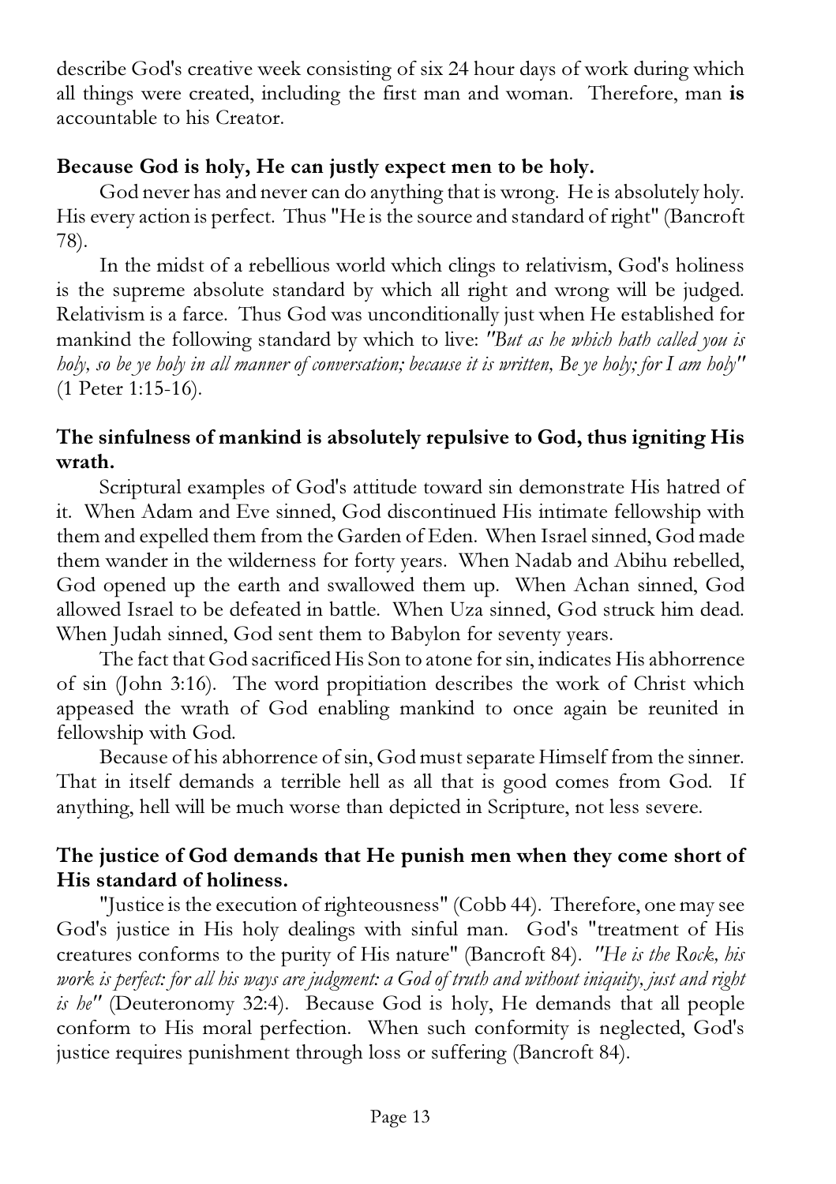describe God's creative week consisting of six 24 hour days of work during which all things were created, including the first man and woman. Therefore, man **is** accountable to his Creator.

**Because God is holy, He can justly expect men to be holy.**

God never has and never can do anything that is wrong. He is absolutely holy. His every action is perfect. Thus "He is the source and standard of right" (Bancroft 78).

In the midst of a rebellious world which clings to relativism, God's holiness is the supreme absolute standard by which all right and wrong will be judged. Relativism is a farce. Thus God was unconditionally just when He established for mankind the following standard by which to live: *"But as he which hath called you is holy, so be ye holy in all manner of conversation; because it is written, Be ye holy; for I am holy"* (1 Peter 1:15-16).

**The sinfulness of mankind is absolutely repulsive to God, thus igniting His wrath.**

Scriptural examples of God's attitude toward sin demonstrate His hatred of it. When Adam and Eve sinned, God discontinued His intimate fellowship with them and expelled them from the Garden of Eden. When Israel sinned, God made them wander in the wilderness for forty years. When Nadab and Abihu rebelled, God opened up the earth and swallowed them up. When Achan sinned, God allowed Israel to be defeated in battle. When Uza sinned, God struck him dead. When Judah sinned, God sent them to Babylon for seventy years.

The fact that God sacrificed His Son to atone for sin, indicates His abhorrence of sin (John 3:16). The word propitiation describes the work of Christ which appeased the wrath of God enabling mankind to once again be reunited in fellowship with God.

Because of his abhorrence of sin, God must separate Himself from the sinner. That in itself demands a terrible hell as all that is good comes from God. If anything, hell will be much worse than depicted in Scripture, not less severe.

**The justice of God demands that He punish men when they come short of His standard of holiness.**

"Justice is the execution of righteousness" (Cobb 44). Therefore, one may see God's justice in His holy dealings with sinful man. God's "treatment of His creatures conforms to the purity of His nature" (Bancroft 84). *"He is the Rock, his work is perfect: for all his ways are judgment: a God of truth and without iniquity, just and right is he"* (Deuteronomy 32:4). Because God is holy, He demands that all people conform to His moral perfection. When such conformity is neglected, God's justice requires punishment through loss or suffering (Bancroft 84).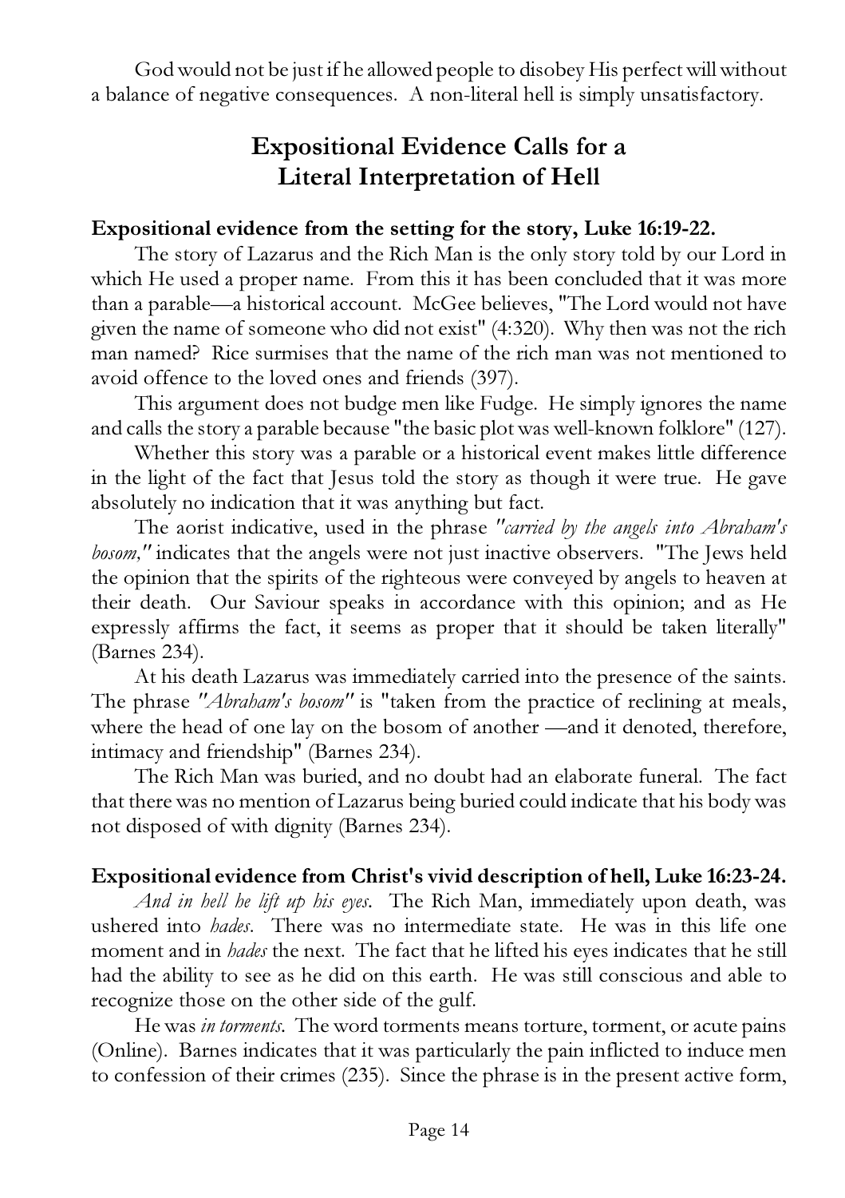God would not be just if he allowed people to disobey His perfect will without a balance of negative consequences. A non-literal hell is simply unsatisfactory.

## Expositional Evidence Calls for a Literal Interpretation of Hell

**Expositional evidence from the setting for the story, Luke 16:19-22.**

The story of Lazarus and the Rich Man is the only story told by our Lord in which He used a proper name. From this it has been concluded that it was more than a parable—a historical account. McGee believes, "The Lord would not have given the name of someone who did not exist" (4:320). Why then was not the rich man named? Rice surmises that the name of the rich man was not mentioned to avoid offence to the loved ones and friends (397).

This argument does not budge men like Fudge. He simply ignores the name and calls the story a parable because "the basic plot was well-known folklore" (127).

Whether this story was a parable or a historical event makes little difference in the light of the fact that Jesus told the story as though it were true. He gave absolutely no indication that it was anything but fact.

The aorist indicative, used in the phrase *"carried by the angels into Abraham's bosom,"* indicates that the angels were not just inactive observers. "The Jews held the opinion that the spirits of the righteous were conveyed by angels to heaven at their death. Our Saviour speaks in accordance with this opinion; and as He expressly affirms the fact, it seems as proper that it should be taken literally" (Barnes 234).

At his death Lazarus was immediately carried into the presence of the saints. The phrase *"Abraham's bosom"* is "taken from the practice of reclining at meals, where the head of one lay on the bosom of another —and it denoted, therefore, intimacy and friendship" (Barnes 234).

The Rich Man was buried, and no doubt had an elaborate funeral. The fact that there was no mention of Lazarus being buried could indicate that his body was not disposed of with dignity (Barnes 234).

**Expositional evidence from Christ's vivid description of hell, Luke 16:23-24.**

*And in hell he lift up his eyes*. The Rich Man, immediately upon death, was ushered into *hades*. There was no intermediate state. He was in this life one moment and in *hades* the next. The fact that he lifted his eyes indicates that he still had the ability to see as he did on this earth. He was still conscious and able to recognize those on the other side of the gulf.

He was *in torments*. The word torments means torture, torment, or acute pains (Online). Barnes indicates that it was particularly the pain inflicted to induce men to confession of their crimes (235). Since the phrase is in the present active form,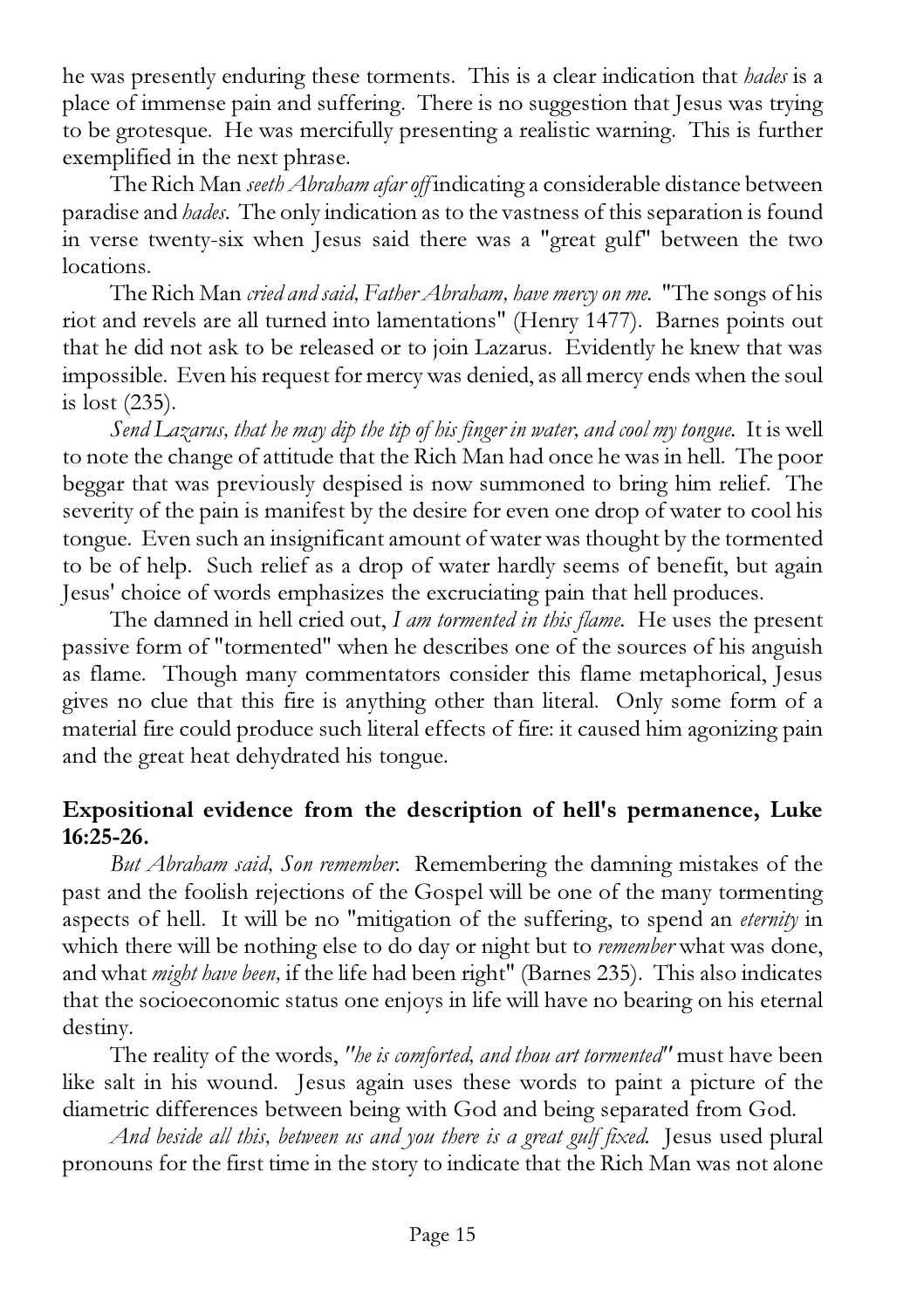he was presently enduring these torments. This is a clear indication that *hades* is a place of immense pain and suffering. There is no suggestion that Jesus was trying to be grotesque. He was mercifully presenting a realistic warning. This is further exemplified in the next phrase.

The Rich Man *seeth Abraham afar off* indicating a considerable distance between paradise and *hades*. The only indication as to the vastness of this separation is found in verse twenty-six when Jesus said there was a "great gulf" between the two locations.

The Rich Man *cried and said, Father Abraham, have mercy on me.* "The songs of his riot and revels are all turned into lamentations" (Henry 1477). Barnes points out that he did not ask to be released or to join Lazarus. Evidently he knew that was impossible. Even his request for mercy was denied, as all mercy ends when the soul is lost (235).

*Send Lazarus, that he may dip the tip of his finger in water, and cool my tongue.* It is well to note the change of attitude that the Rich Man had once he was in hell. The poor beggar that was previously despised is now summoned to bring him relief. The severity of the pain is manifest by the desire for even one drop of water to cool his tongue. Even such an insignificant amount of water was thought by the tormented to be of help. Such relief as a drop of water hardly seems of benefit, but again Jesus' choice of words emphasizes the excruciating pain that hell produces.

The damned in hell cried out, *I am tormented in this flame.* He uses the present passive form of "tormented" when he describes one of the sources of his anguish as flame. Though many commentators consider this flame metaphorical, Jesus gives no clue that this fire is anything other than literal. Only some form of a material fire could produce such literal effects of fire: it caused him agonizing pain and the great heat dehydrated his tongue.

**Expositional evidence from the description of hell's permanence, Luke 16:25-26.**

*But Abraham said, Son remember.* Remembering the damning mistakes of the past and the foolish rejections of the Gospel will be one of the many tormenting aspects of hell. It will be no "mitigation of the suffering, to spend an *eternity* in which there will be nothing else to do day or night but to *remember* what was done, and what *might have been,* if the life had been right" (Barnes 235). This also indicates that the socioeconomic status one enjoys in life will have no bearing on his eternal destiny.

The reality of the words, *"he is comforted, and thou art tormented"* must have been like salt in his wound. Jesus again uses these words to paint a picture of the diametric differences between being with God and being separated from God.

*And beside all this, between us and you there is a great gulf fixed.* Jesus used plural pronouns for the first time in the story to indicate that the Rich Man was not alone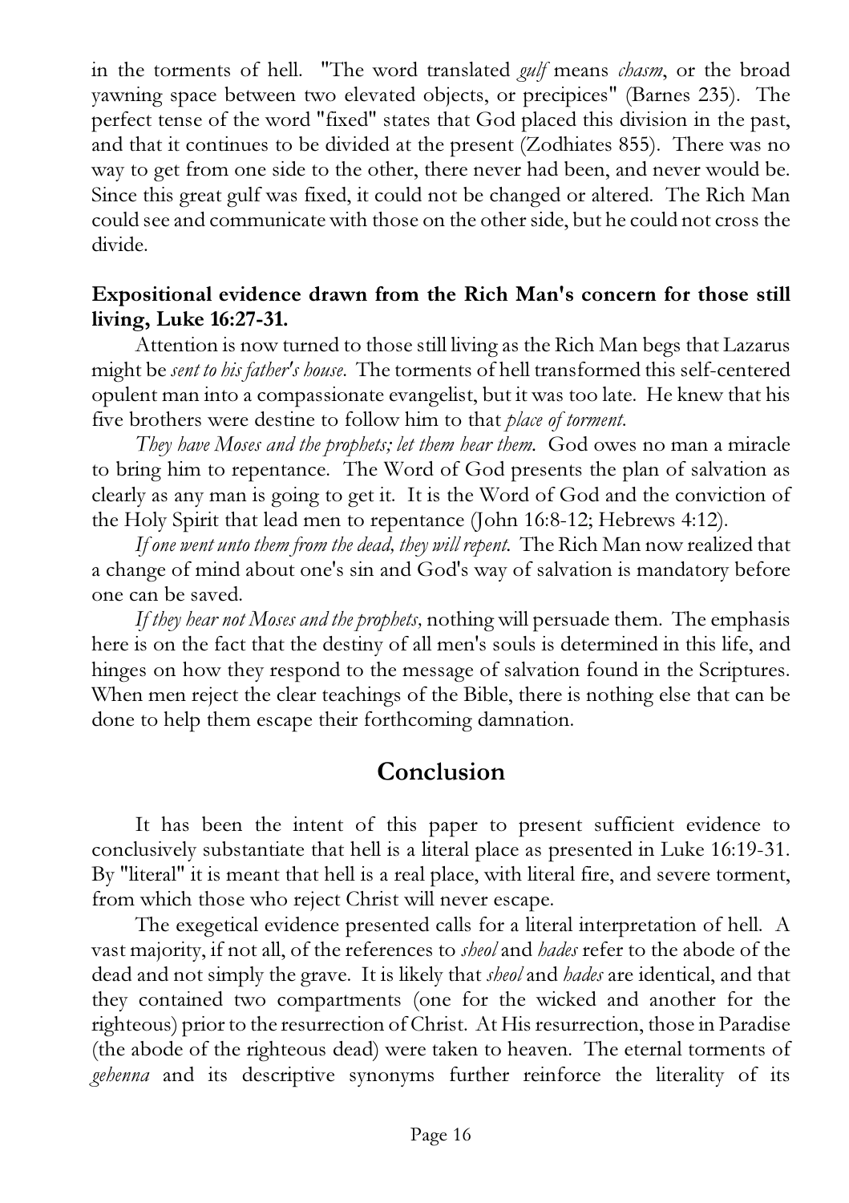in the torments of hell. "The word translated *gulf* means *chasm*, or the broad yawning space between two elevated objects, or precipices" (Barnes 235). The perfect tense of the word "fixed" states that God placed this division in the past, and that it continues to be divided at the present (Zodhiates 855). There was no way to get from one side to the other, there never had been, and never would be. Since this great gulf was fixed, it could not be changed or altered. The Rich Man could see and communicate with those on the other side, but he could not cross the divide.

**Expositional evidence drawn from the Rich Man's concern for those still living, Luke 16:27-31.**

Attention is now turned to those still living as the Rich Man begs that Lazarus might be *sent to his father's house*. The torments of hell transformed this self-centered opulent man into a compassionate evangelist, but it was too late. He knew that his five brothers were destine to follow him to that *place of torment*.

*They have Moses and the prophets; let them hear them*. God owes no man a miracle to bring him to repentance. The Word of God presents the plan of salvation as clearly as any man is going to get it. It is the Word of God and the conviction of the Holy Spirit that lead men to repentance (John 16:8-12; Hebrews 4:12).

*If one went unto them from the dead, they will repent*. The Rich Man now realized that a change of mind about one's sin and God's way of salvation is mandatory before one can be saved.

*If they hear not Moses and the prophets*, nothing will persuade them. The emphasis here is on the fact that the destiny of all men's souls is determined in this life, and hinges on how they respond to the message of salvation found in the Scriptures. When men reject the clear teachings of the Bible, there is nothing else that can be done to help them escape their forthcoming damnation.

## Conclusion

It has been the intent of this paper to present sufficient evidence to conclusively substantiate that hell is a literal place as presented in Luke 16:19-31. By "literal" it is meant that hell is a real place, with literal fire, and severe torment, from which those who reject Christ will never escape.

The exegetical evidence presented calls for a literal interpretation of hell. A vast majority, if not all, of the references to *sheol* and *hades* refer to the abode of the dead and not simply the grave. It is likely that *sheol* and *hades* are identical, and that they contained two compartments (one for the wicked and another for the righteous) prior to the resurrection of Christ. At His resurrection, those in Paradise (the abode of the righteous dead) were taken to heaven. The eternal torments of *gehenna* and its descriptive synonyms further reinforce the literality of its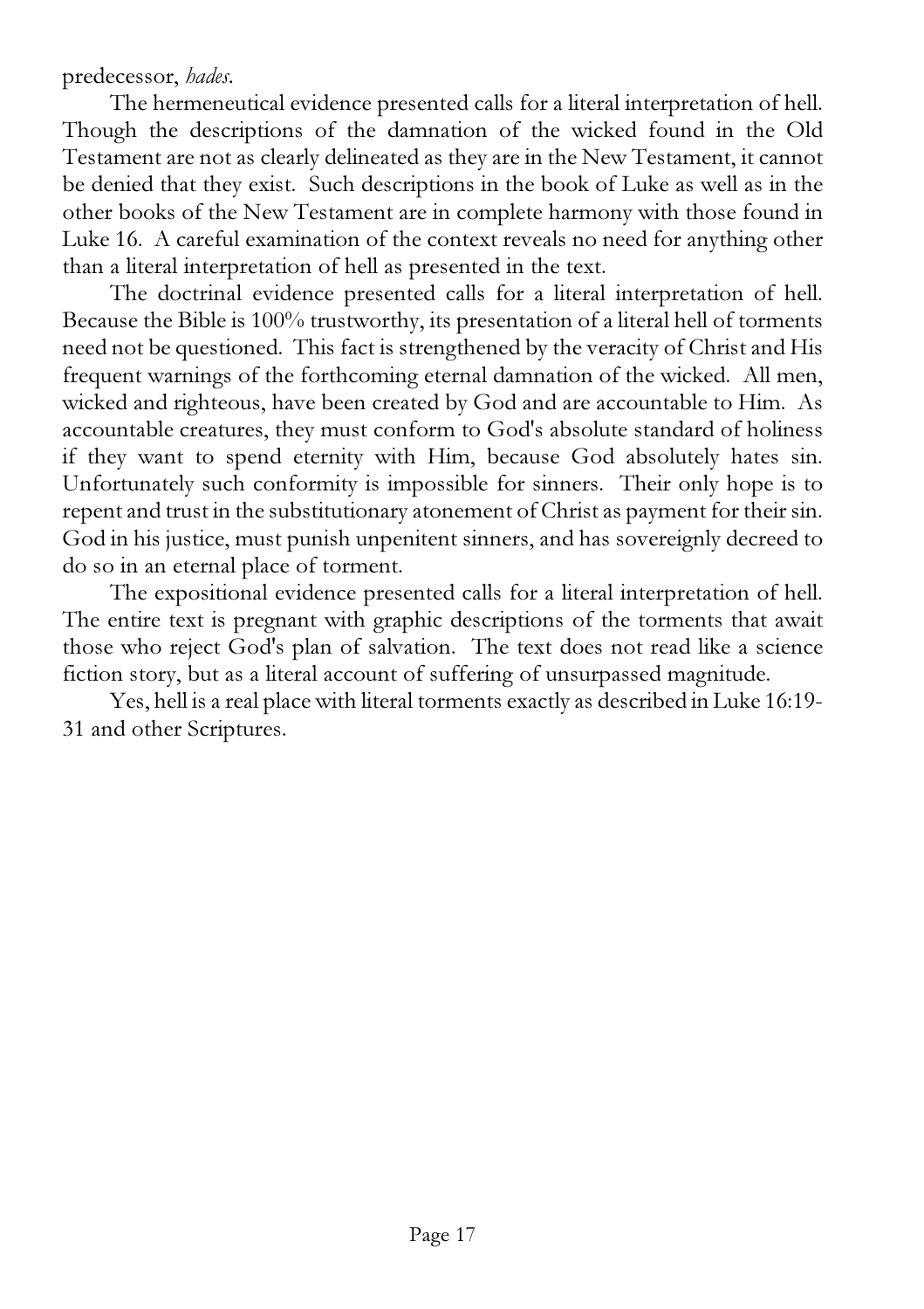predecessor, *hades*.

The hermeneutical evidence presented calls for a literal interpretation of hell. Though the descriptions of the damnation of the wicked found in the Old Testament are not as clearly delineated as they are in the New Testament, it cannot be denied that they exist. Such descriptions in the book of Luke as well as in the other books of the New Testament are in complete harmony with those found in Luke 16. A careful examination of the context reveals no need for anything other than a literal interpretation of hell as presented in the text.

The doctrinal evidence presented calls for a literal interpretation of hell. Because the Bible is 100% trustworthy, its presentation of a literal hell of torments need not be questioned. This fact is strengthened by the veracity of Christ and His frequent warnings of the forthcoming eternal damnation of the wicked. All men, wicked and righteous, have been created by God and are accountable to Him. As accountable creatures, they must conform to God's absolute standard of holiness if they want to spend eternity with Him, because God absolutely hates sin. Unfortunately such conformity is impossible for sinners. Their only hope is to repent and trust in the substitutionary atonement of Christ as payment for their sin. God in his justice, must punish unpenitent sinners, and has sovereignly decreed to do so in an eternal place of torment.

The expositional evidence presented calls for a literal interpretation of hell. The entire text is pregnant with graphic descriptions of the torments that await those who reject God's plan of salvation. The text does not read like a science fiction story, but as a literal account of suffering of unsurpassed magnitude.

Yes, hell is a real place with literal torments exactly as described in Luke 16:19-31 and other Scriptures.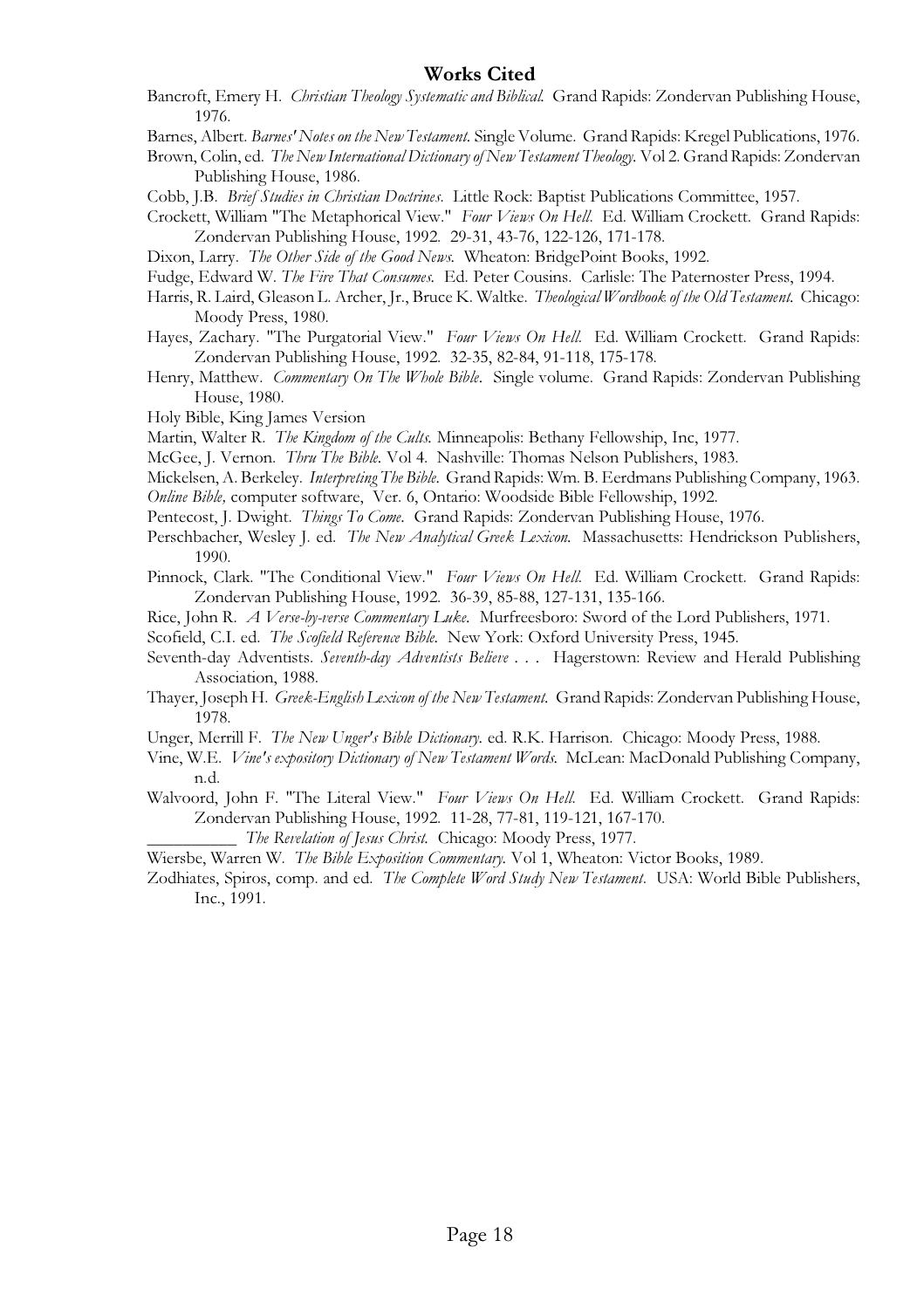## Works Cited

Bancroft, Emery H. *Christian Theology Systematic and Biblical.* Grand Rapids: Zondervan Publishing House, 1976.

Barnes, Albert. *Barnes' Notes on the New Testament.* Single Volume. Grand Rapids: Kregel Publications, 1976.

Brown, Colin, ed. *The New International Dictionary of New Testament Theology.* Vol 2. Grand Rapids: Zondervan Publishing House, 1986.

Cobb, J.B. *Brief Studies in Christian Doctrines.* Little Rock: Baptist Publications Committee, 1957.

Crockett, William "The Metaphorical View." *Four Views On Hell.* Ed. William Crockett. Grand Rapids: Zondervan Publishing House, 1992. 29-31, 43-76, 122-126, 171-178.

Dixon, Larry. *The Other Side of the Good News.* Wheaton: BridgePoint Books, 1992.

Fudge, Edward W. *The Fire That Consumes.* Ed. Peter Cousins. Carlisle: The Paternoster Press, 1994.

Harris, R. Laird, Gleason L. Archer, Jr., Bruce K. Waltke. *Theological Wordbook of the Old Testament.* Chicago: Moody Press, 1980.

Hayes, Zachary. "The Purgatorial View." *Four Views On Hell.* Ed. William Crockett. Grand Rapids: Zondervan Publishing House, 1992. 32-35, 82-84, 91-118, 175-178.

Henry, Matthew. *Commentary On The Whole Bible.* Single volume. Grand Rapids: Zondervan Publishing House, 1980.

Holy Bible, King James Version

Martin, Walter R. *The Kingdom of the Cults.* Minneapolis: Bethany Fellowship, Inc, 1977.

McGee, J. Vernon. *Thru The Bible.* Vol 4. Nashville: Thomas Nelson Publishers, 1983.

Mickelsen, A. Berkeley. *Interpreting The Bible.* Grand Rapids: Wm. B. Eerdmans Publishing Company, 1963.

*Online Bible,* computer software, Ver. 6, Ontario: Woodside Bible Fellowship, 1992.

Pentecost, J. Dwight. *Things To Come.* Grand Rapids: Zondervan Publishing House, 1976.

Perschbacher, Wesley J. ed. *The New Analytical Greek Lexicon.* Massachusetts: Hendrickson Publishers, 1990.

Pinnock, Clark. "The Conditional View." *Four Views On Hell.* Ed. William Crockett. Grand Rapids: Zondervan Publishing House, 1992. 36-39, 85-88, 127-131, 135-166.

Rice, John R. *A Verse-by-verse Commentary Luke.* Murfreesboro: Sword of the Lord Publishers, 1971.

Scofield, C.I. ed. *The Scofield Reference Bible.* New York: Oxford University Press, 1945.

Seventh-day Adventists. *Seventh-day Adventists Believe . . .* Hagerstown: Review and Herald Publishing Association, 1988.

Thayer, Joseph H. *Greek-English Lexicon of the New Testament.* Grand Rapids: Zondervan Publishing House, 1978.

Unger, Merrill F. *The New Unger's Bible Dictionary.* ed. R.K. Harrison. Chicago: Moody Press, 1988.

Vine, W.E. *Vine's expository Dictionary of New Testament Words.* McLean: MacDonald Publishing Company, n.d.

Walvoord, John F. "The Literal View." *Four Views On Hell.* Ed. William Crockett. Grand Rapids: Zondervan Publishing House, 1992. 11-28, 77-81, 119-121, 167-170.

__________ *The Revelation of Jesus Christ.* Chicago: Moody Press, 1977.

Wiersbe, Warren W. *The Bible Exposition Commentary.* Vol 1, Wheaton: Victor Books, 1989.

Zodhiates, Spiros, comp. and ed. *The Complete Word Study New Testament.* USA: World Bible Publishers, Inc., 1991.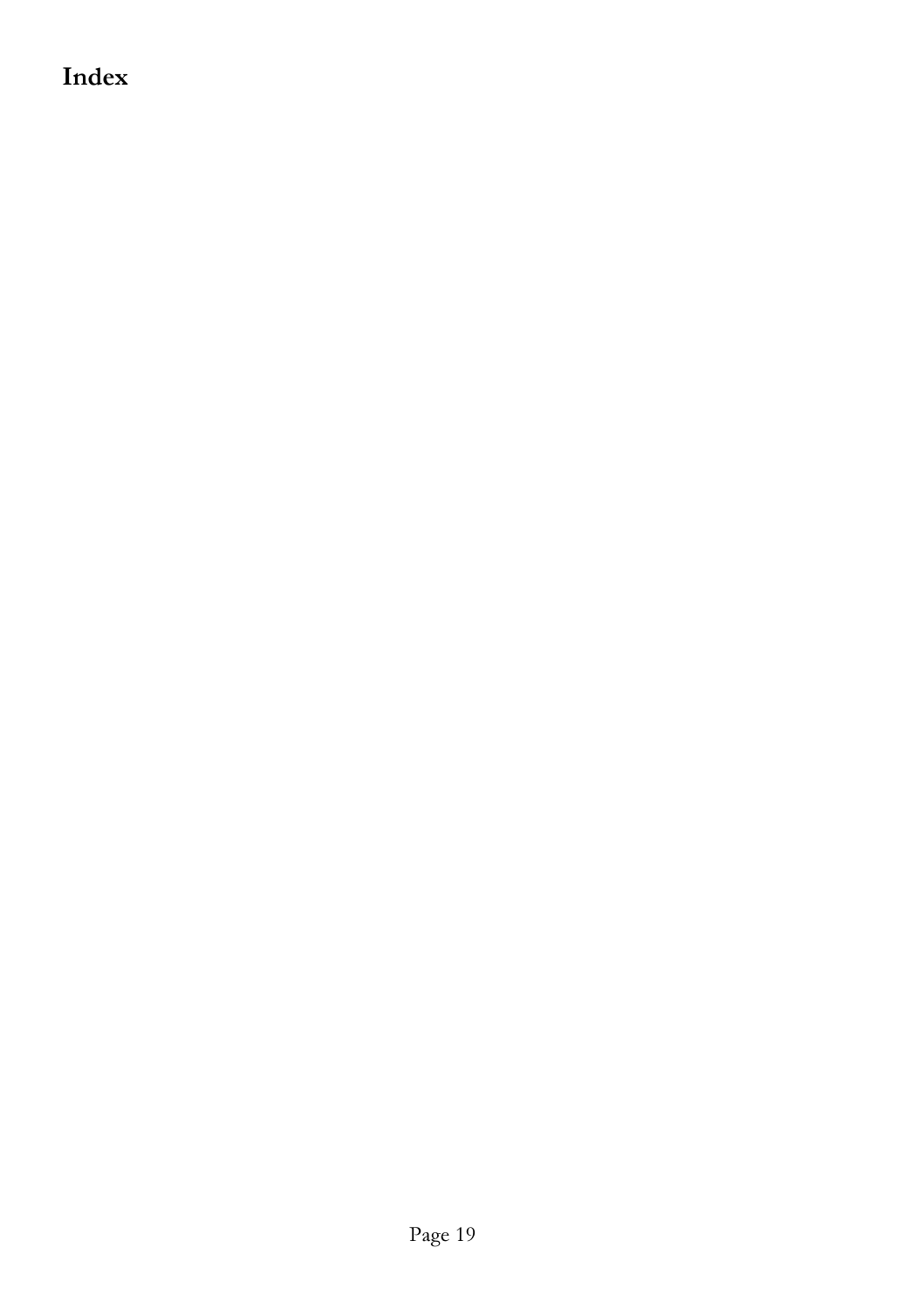# Index